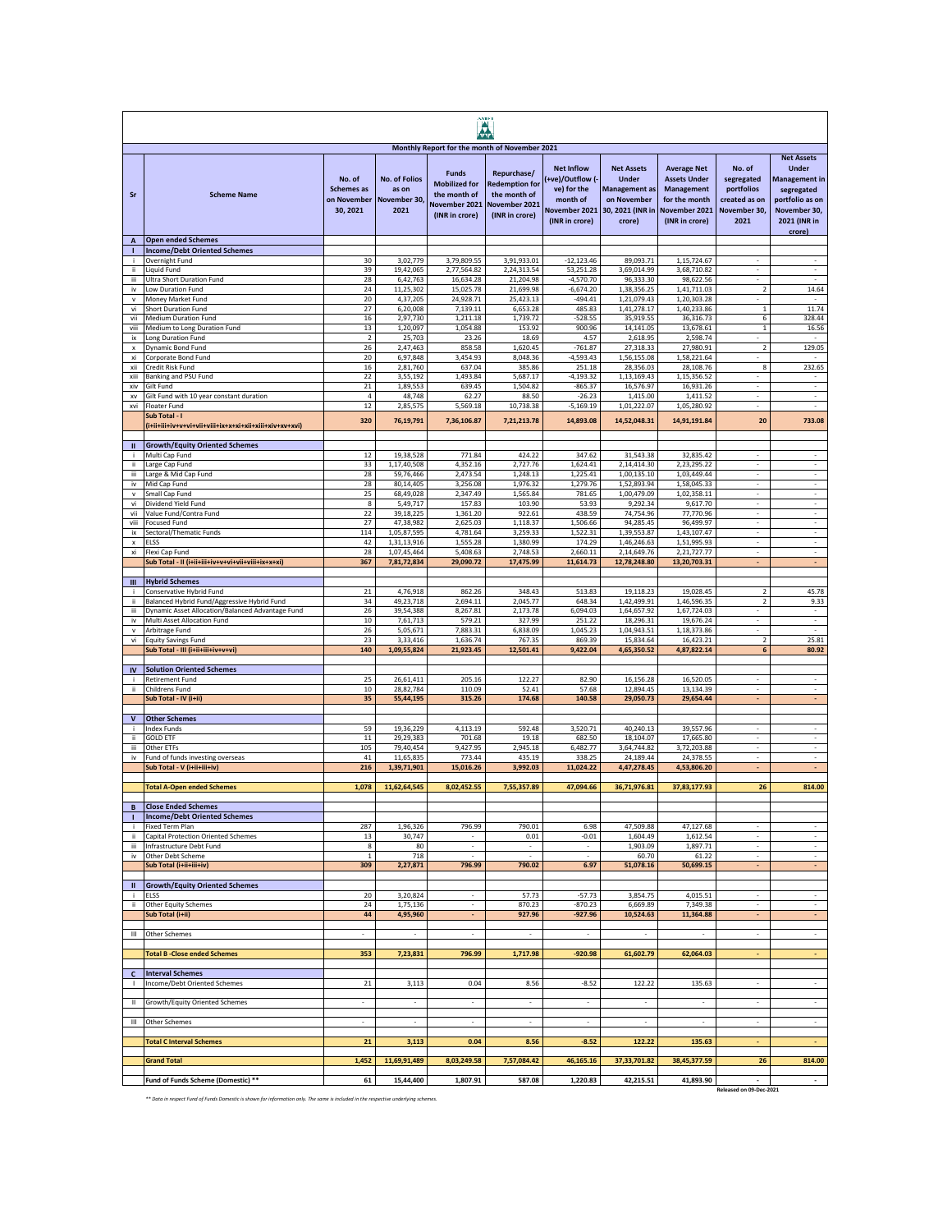## Monthly Report for the month of November 2021

| Sr | Scheme Name | No. of Schemes as on November 30, 2021 | No. of Folios as on November 30, 2021 | Funds Mobilized for the month of November 2021 (INR in crore) | Repurchase/ Redemption for the month of November 2021 (INR in crore) | Net Inflow (+ve)/Outflow (-ve) for the month of November 2021 (INR in crore) | Net Assets Under Management as on November 30, 2021 (INR in crore) | Average Net Assets Under Management for the month November 2021 (INR in crore) | No. of segregated portfolios created as on November 30, 2021 | Net Assets Under Management in segregated portfolio as on November 30, 2021 (INR in crore) |
|---|---|---|---|---|---|---|---|---|---|---|
| **A** | **Open ended Schemes** | | | | | | | | | |
| **I** | **Income/Debt Oriented Schemes** | | | | | | | | | |
| i | Overnight Fund | 30 | 3,02,779 | 3,79,809.55 | 3,91,933.01 | -12,123.46 | 89,093.71 | 1,15,724.67 | - | - |
| ii | Liquid Fund | 39 | 19,42,065 | 2,77,564.82 | 2,24,313.54 | 53,251.28 | 3,69,014.99 | 3,68,710.82 | - | - |
| iii | Ultra Short Duration Fund | 28 | 6,42,763 | 16,634.28 | 21,204.98 | -4,570.70 | 96,333.30 | 98,622.56 | - | - |
| iv | Low Duration Fund | 24 | 11,25,302 | 15,025.78 | 21,699.98 | -6,674.20 | 1,38,356.25 | 1,41,711.03 | 2 | 14.64 |
| v | Money Market Fund | 20 | 4,37,205 | 24,928.71 | 25,423.13 | -494.41 | 1,21,079.43 | 1,20,303.28 | - | - |
| vi | Short Duration Fund | 27 | 6,20,008 | 7,139.11 | 6,653.28 | 485.83 | 1,41,278.17 | 1,40,233.86 | 1 | 11.74 |
| vii | Medium Duration Fund | 16 | 2,97,730 | 1,211.18 | 1,739.72 | -528.55 | 35,919.55 | 36,316.73 | 6 | 328.44 |
| viii | Medium to Long Duration Fund | 13 | 1,20,097 | 1,054.88 | 153.92 | 900.96 | 14,141.05 | 13,678.61 | 1 | 16.56 |
| ix | Long Duration Fund | 2 | 25,703 | 23.26 | 18.69 | 4.57 | 2,618.95 | 2,598.74 | - | - |
| x | Dynamic Bond Fund | 26 | 2,47,463 | 858.58 | 1,620.45 | -761.87 | 27,318.33 | 27,980.91 | 2 | 129.05 |
| xi | Corporate Bond Fund | 20 | 6,97,848 | 3,454.93 | 8,048.36 | -4,593.43 | 1,56,155.08 | 1,58,221.64 | - | - |
| xii | Credit Risk Fund | 16 | 2,81,760 | 637.04 | 385.86 | 251.18 | 28,356.03 | 28,108.76 | 8 | 232.65 |
| xiii | Banking and PSU Fund | 22 | 3,55,192 | 1,493.84 | 5,687.17 | -4,193.32 | 1,13,169.43 | 1,15,356.52 | - | - |
| xiv | Gilt Fund | 21 | 1,89,553 | 639.45 | 1,504.82 | -865.37 | 16,576.97 | 16,931.26 | - | - |
| xv | Gilt Fund with 10 year constant duration | 4 | 48,748 | 62.27 | 88.50 | -26.23 | 1,415.00 | 1,411.52 | - | - |
| xvi | Floater Fund | 12 | 2,85,575 | 5,569.18 | 10,738.38 | -5,169.19 | 1,01,222.07 | 1,05,280.92 | - | - |
| | **Sub Total - I (i+ii+iii+iv+v+vi+vii+viii+ix+x+xi+xii+xiii+xiv+xv+xvi)** | **320** | **76,19,791** | **7,36,106.87** | **7,21,213.78** | **14,893.08** | **14,52,048.31** | **14,91,191.84** | **20** | **733.08** |
| **II** | **Growth/Equity Oriented Schemes** | | | | | | | | | |
| i | Multi Cap Fund | 12 | 19,38,528 | 771.84 | 424.22 | 347.62 | 31,543.38 | 32,835.42 | - | - |
| ii | Large Cap Fund | 33 | 1,17,40,508 | 4,352.16 | 2,727.76 | 1,624.41 | 2,14,414.30 | 2,23,295.22 | - | - |
| iii | Large & Mid Cap Fund | 28 | 59,76,466 | 2,473.54 | 1,248.13 | 1,225.41 | 1,00,135.10 | 1,03,449.44 | - | - |
| iv | Mid Cap Fund | 28 | 80,14,405 | 3,256.08 | 1,976.32 | 1,279.76 | 1,52,893.94 | 1,58,045.33 | - | - |
| v | Small Cap Fund | 25 | 68,49,028 | 2,347.49 | 1,565.84 | 781.65 | 1,00,479.09 | 1,02,358.11 | - | - |
| vi | Dividend Yield Fund | 8 | 5,49,717 | 157.83 | 103.90 | 53.93 | 9,292.34 | 9,617.70 | - | - |
| vii | Value Fund/Contra Fund | 22 | 39,18,225 | 1,361.20 | 922.61 | 438.59 | 74,754.96 | 77,770.96 | - | - |
| viii | Focused Fund | 27 | 47,38,982 | 2,625.03 | 1,118.37 | 1,506.66 | 94,285.45 | 96,499.97 | - | - |
| ix | Sectoral/Thematic Funds | 114 | 1,05,87,595 | 4,781.64 | 3,259.33 | 1,522.31 | 1,39,553.87 | 1,43,107.47 | - | - |
| x | ELSS | 42 | 1,31,13,916 | 1,555.28 | 1,380.99 | 174.29 | 1,46,246.63 | 1,51,995.93 | - | - |
| xi | Flexi Cap Fund | 28 | 1,07,45,464 | 5,408.63 | 2,748.53 | 2,660.11 | 2,14,649.76 | 2,21,727.77 | - | - |
| | **Sub Total - II (i+ii+iii+iv+v+vi+vii+viii+ix+x+xi)** | **367** | **7,81,72,834** | **29,090.72** | **17,475.99** | **11,614.73** | **12,78,248.80** | **13,20,703.31** | **-** | **-** |
| **III** | **Hybrid Schemes** | | | | | | | | | |
| i | Conservative Hybrid Fund | 21 | 4,76,918 | 862.26 | 348.43 | 513.83 | 19,118.23 | 19,028.45 | 2 | 45.78 |
| ii | Balanced Hybrid Fund/Aggressive Hybrid Fund | 34 | 49,23,718 | 2,694.11 | 2,045.77 | 648.34 | 1,42,499.91 | 1,46,596.35 | 2 | 9.33 |
| iii | Dynamic Asset Allocation/Balanced Advantage Fund | 26 | 39,54,388 | 8,267.81 | 2,173.78 | 6,094.03 | 1,64,657.92 | 1,67,724.03 | - | - |
| iv | Multi Asset Allocation Fund | 10 | 7,61,713 | 579.21 | 327.99 | 251.22 | 18,296.31 | 19,676.24 | - | - |
| v | Arbitrage Fund | 26 | 5,05,671 | 7,883.31 | 6,838.09 | 1,045.23 | 1,04,943.51 | 1,18,373.86 | - | - |
| vi | Equity Savings Fund | 23 | 3,33,416 | 1,636.74 | 767.35 | 869.39 | 15,834.64 | 16,423.21 | 2 | 25.81 |
| | **Sub Total - III (i+ii+iii+iv+v+vi)** | **140** | **1,09,55,824** | **21,923.45** | **12,501.41** | **9,422.04** | **4,65,350.52** | **4,87,822.14** | **6** | **80.92** |
| **IV** | **Solution Oriented Schemes** | | | | | | | | | |
| i | Retirement Fund | 25 | 26,61,411 | 205.16 | 122.27 | 82.90 | 16,156.28 | 16,520.05 | - | - |
| ii | Childrens Fund | 10 | 28,82,784 | 110.09 | 52.41 | 57.68 | 12,894.45 | 13,134.39 | - | - |
| | **Sub Total - IV (i+ii)** | **35** | **55,44,195** | **315.26** | **174.68** | **140.58** | **29,050.73** | **29,654.44** | **-** | **-** |
| **V** | **Other Schemes** | | | | | | | | | |
| i | Index Funds | 59 | 19,36,229 | 4,113.19 | 592.48 | 3,520.71 | 40,240.13 | 39,557.96 | - | - |
| ii | GOLD ETF | 11 | 29,29,383 | 701.68 | 19.18 | 682.50 | 18,104.07 | 17,665.80 | - | - |
| iii | Other ETFs | 105 | 79,40,454 | 9,427.95 | 2,945.18 | 6,482.77 | 3,64,744.82 | 3,72,203.88 | - | - |
| iv | Fund of funds investing overseas | 41 | 11,65,835 | 773.44 | 435.19 | 338.25 | 24,189.44 | 24,378.55 | - | - |
| | **Sub Total - V (i+ii+iii+iv)** | **216** | **1,39,71,901** | **15,016.26** | **3,992.03** | **11,024.22** | **4,47,278.45** | **4,53,806.20** | **-** | **-** |
| | **Total A-Open ended Schemes** | **1,078** | **11,62,64,545** | **8,02,452.55** | **7,55,357.89** | **47,094.66** | **36,71,976.81** | **37,83,177.93** | **26** | **814.00** |
| **B** | **Close Ended Schemes** | | | | | | | | | |
| **I** | **Income/Debt Oriented Schemes** | | | | | | | | | |
| i | Fixed Term Plan | 287 | 1,96,326 | 796.99 | 790.01 | 6.98 | 47,509.88 | 47,127.68 | - | - |
| ii | Capital Protection Oriented Schemes | 13 | 30,747 | - | 0.01 | -0.01 | 1,604.49 | 1,612.54 | - | - |
| iii | Infrastructure Debt Fund | 8 | 80 | - | - | - | 1,903.09 | 1,897.71 | - | - |
| iv | Other Debt Scheme | 1 | 718 | - | - | - | 60.70 | 61.22 | - | - |
| | **Sub Total (i+ii+iii+iv)** | **309** | **2,27,871** | **796.99** | **790.02** | **6.97** | **51,078.16** | **50,699.15** | **-** | **-** |
| **II** | **Growth/Equity Oriented Schemes** | | | | | | | | | |
| i | ELSS | 20 | 3,20,824 | - | 57.73 | -57.73 | 3,854.75 | 4,015.51 | - | - |
| ii | Other Equity Schemes | 24 | 1,75,136 | - | 870.23 | -870.23 | 6,669.89 | 7,349.38 | - | - |
| | **Sub Total (i+ii)** | **44** | **4,95,960** | **-** | **927.96** | **-927.96** | **10,524.63** | **11,364.88** | **-** | **-** |
| III | Other Schemes | - | - | - | - | - | - | - | - | - |
| | **Total B -Close ended Schemes** | **353** | **7,23,831** | **796.99** | **1,717.98** | **-920.98** | **61,602.79** | **62,064.03** | **-** | **-** |
| **C** | **Interval Schemes** | | | | | | | | | |
| I | Income/Debt Oriented Schemes | 21 | 3,113 | 0.04 | 8.56 | -8.52 | 122.22 | 135.63 | - | - |
| II | Growth/Equity Oriented Schemes | - | - | - | - | - | - | - | - | - |
| III | Other Schemes | - | - | - | - | - | - | - | - | - |
| | **Total C Interval Schemes** | **21** | **3,113** | **0.04** | **8.56** | **-8.52** | **122.22** | **135.63** | **-** | **-** |
| | **Grand Total** | **1,452** | **11,69,91,489** | **8,03,249.58** | **7,57,084.42** | **46,165.16** | **37,33,701.82** | **38,45,377.59** | **26** | **814.00** |
| | **Fund of Funds Scheme (Domestic) \*\*** | **61** | **15,44,400** | **1,807.91** | **587.08** | **1,220.83** | **42,215.51** | **41,893.90** | **-** | **-** |

Released on 09-Dec-2021

*** Data in respect Fund of Funds Domestic is shown for information only. The same is included in the respective underlying schemes.*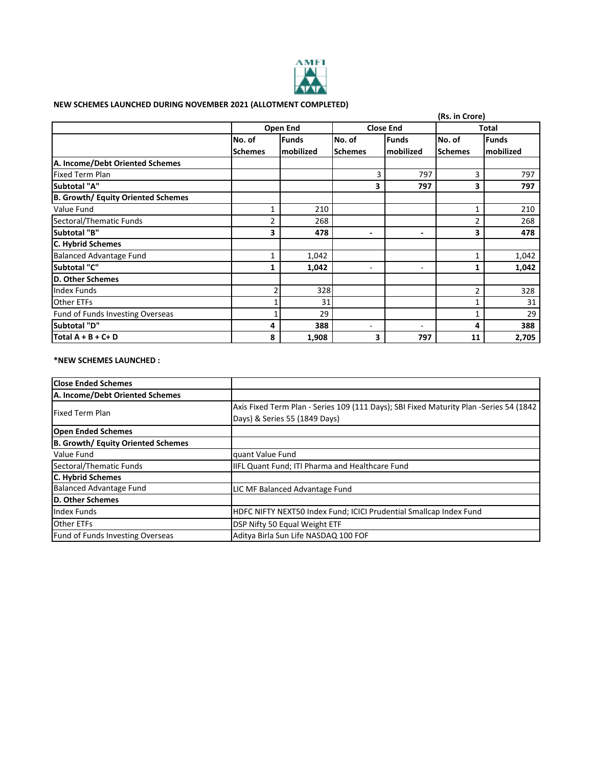## NEW SCHEMES LAUNCHED DURING NOVEMBER 2021 (ALLOTMENT COMPLETED)

(Rs. in Crore)

| | Open End | | Close End | | Total | |
|---|---|---|---|---|---|---|
| | No. of Schemes | Funds mobilized | No. of Schemes | Funds mobilized | No. of Schemes | Funds mobilized |
| **A. Income/Debt Oriented Schemes** | | | | | | |
| Fixed Term Plan | | | 3 | 797 | 3 | 797 |
| **Subtotal "A"** | | | **3** | **797** | **3** | **797** |
| **B. Growth/ Equity Oriented Schemes** | | | | | | |
| Value Fund | 1 | 210 | | | 1 | 210 |
| Sectoral/Thematic Funds | 2 | 268 | | | 2 | 268 |
| **Subtotal "B"** | **3** | **478** | **-** | **-** | **3** | **478** |
| **C. Hybrid Schemes** | | | | | | |
| Balanced Advantage Fund | 1 | 1,042 | | | 1 | 1,042 |
| **Subtotal "C"** | **1** | **1,042** | - | - | **1** | **1,042** |
| **D. Other Schemes** | | | | | | |
| Index Funds | 2 | 328 | | | 2 | 328 |
| Other ETFs | 1 | 31 | | | 1 | 31 |
| Fund of Funds Investing Overseas | 1 | 29 | | | 1 | 29 |
| **Subtotal "D"** | **4** | **388** | - | - | **4** | **388** |
| **Total A + B + C+ D** | **8** | **1,908** | **3** | **797** | **11** | **2,705** |

**\*NEW SCHEMES LAUNCHED :**

| | |
|---|---|
| **Close Ended Schemes** | |
| **A. Income/Debt Oriented Schemes** | |
| Fixed Term Plan | Axis Fixed Term Plan - Series 109 (111 Days); SBI Fixed Maturity Plan -Series 54 (1842 Days) & Series 55 (1849 Days) |
| **Open Ended Schemes** | |
| **B. Growth/ Equity Oriented Schemes** | |
| Value Fund | quant Value Fund |
| Sectoral/Thematic Funds | IIFL Quant Fund; ITI Pharma and Healthcare Fund |
| **C. Hybrid Schemes** | |
| Balanced Advantage Fund | LIC MF Balanced Advantage Fund |
| **D. Other Schemes** | |
| Index Funds | HDFC NIFTY NEXT50 Index Fund; ICICI Prudential Smallcap Index Fund |
| Other ETFs | DSP Nifty 50 Equal Weight ETF |
| Fund of Funds Investing Overseas | Aditya Birla Sun Life NASDAQ 100 FOF |